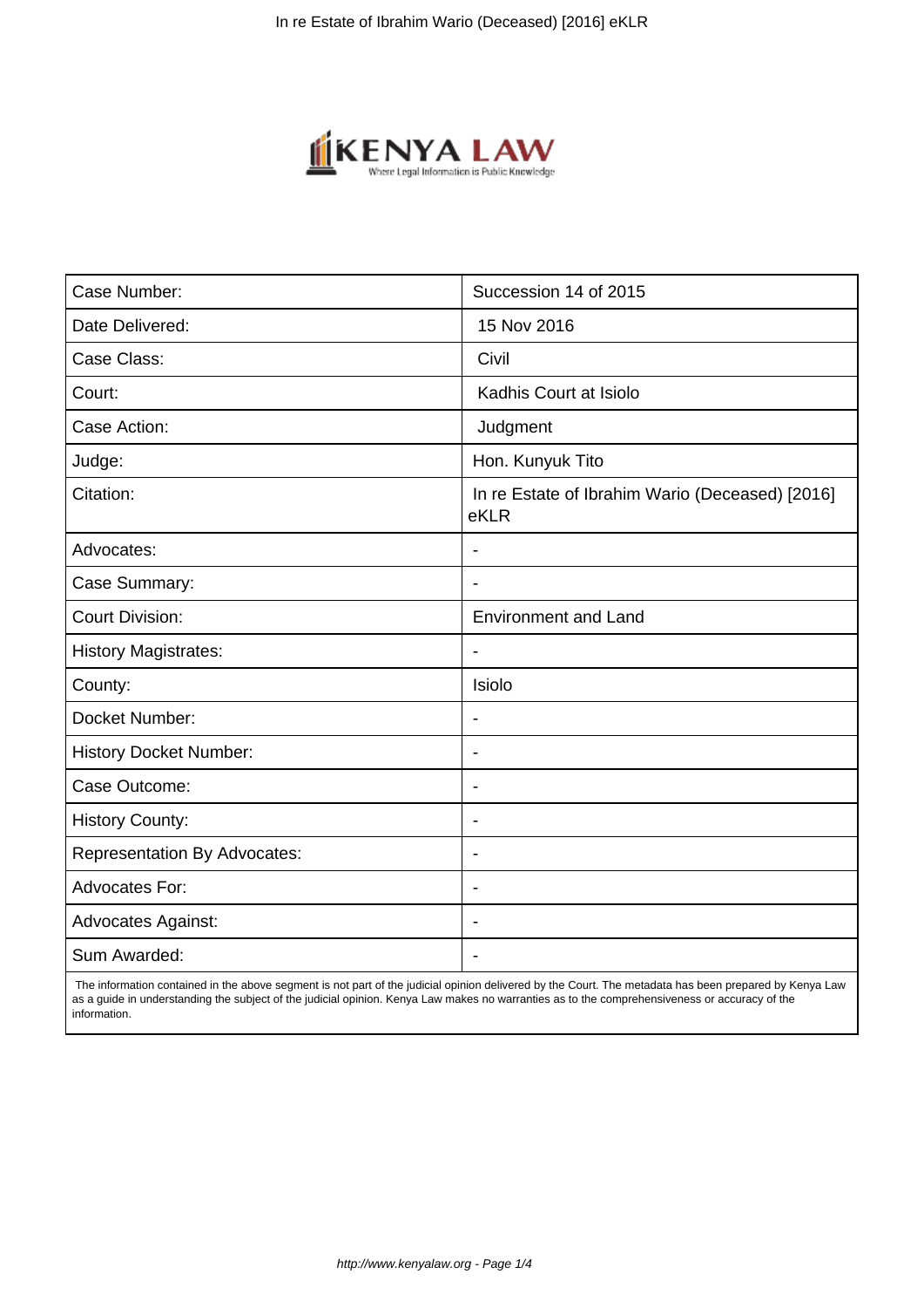| Case Number: | Succession 14 of 2015 |
|---|---|
| Date Delivered: | 15 Nov 2016 |
| Case Class: | Civil |
| Court: | Kadhis Court at Isiolo |
| Case Action: | Judgment |
| Judge: | Hon. Kunyuk Tito |
| Citation: | In re Estate of Ibrahim Wario (Deceased) [2016] eKLR |
| Advocates: | - |
| Case Summary: | - |
| Court Division: | Environment and Land |
| History Magistrates: | - |
| County: | Isiolo |
| Docket Number: | - |
| History Docket Number: | - |
| Case Outcome: | - |
| History County: | - |
| Representation By Advocates: | - |
| Advocates For: | - |
| Advocates Against: | - |
| Sum Awarded: | - |

The information contained in the above segment is not part of the judicial opinion delivered by the Court. The metadata has been prepared by Kenya Law as a guide in understanding the subject of the judicial opinion. Kenya Law makes no warranties as to the comprehensiveness or accuracy of the information.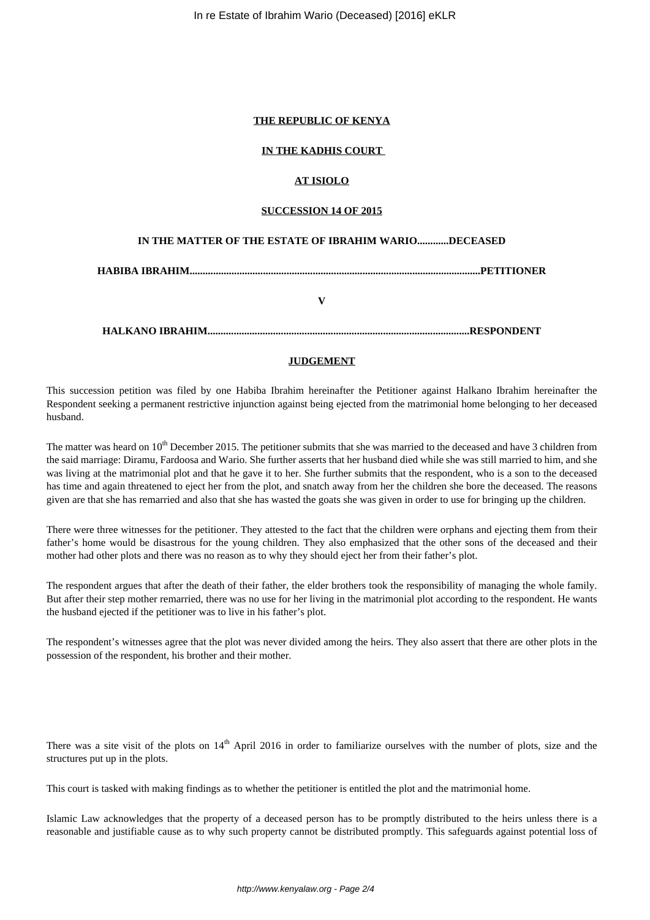**THE REPUBLIC OF KENYA**

**IN THE KADHIS COURT**

**AT ISIOLO**

**SUCCESSION 14 OF 2015**

**IN THE MATTER OF THE ESTATE OF IBRAHIM WARIO...........DECEASED**

**HABIBA IBRAHIM..............................................................................................................PETITIONER**

**V**

**HALKANO IBRAHIM...................................................................................................RESPONDENT**

**JUDGEMENT**

This succession petition was filed by one Habiba Ibrahim hereinafter the Petitioner against Halkano Ibrahim hereinafter the Respondent seeking a permanent restrictive injunction against being ejected from the matrimonial home belonging to her deceased husband.

The matter was heard on 10th December 2015. The petitioner submits that she was married to the deceased and have 3 children from the said marriage: Diramu, Fardoosa and Wario. She further asserts that her husband died while she was still married to him, and she was living at the matrimonial plot and that he gave it to her. She further submits that the respondent, who is a son to the deceased has time and again threatened to eject her from the plot, and snatch away from her the children she bore the deceased. The reasons given are that she has remarried and also that she has wasted the goats she was given in order to use for bringing up the children.

There were three witnesses for the petitioner. They attested to the fact that the children were orphans and ejecting them from their father's home would be disastrous for the young children. They also emphasized that the other sons of the deceased and their mother had other plots and there was no reason as to why they should eject her from their father's plot.

The respondent argues that after the death of their father, the elder brothers took the responsibility of managing the whole family. But after their step mother remarried, there was no use for her living in the matrimonial plot according to the respondent. He wants the husband ejected if the petitioner was to live in his father's plot.

The respondent's witnesses agree that the plot was never divided among the heirs. They also assert that there are other plots in the possession of the respondent, his brother and their mother.

There was a site visit of the plots on 14th April 2016 in order to familiarize ourselves with the number of plots, size and the structures put up in the plots.

This court is tasked with making findings as to whether the petitioner is entitled the plot and the matrimonial home.

Islamic Law acknowledges that the property of a deceased person has to be promptly distributed to the heirs unless there is a reasonable and justifiable cause as to why such property cannot be distributed promptly. This safeguards against potential loss of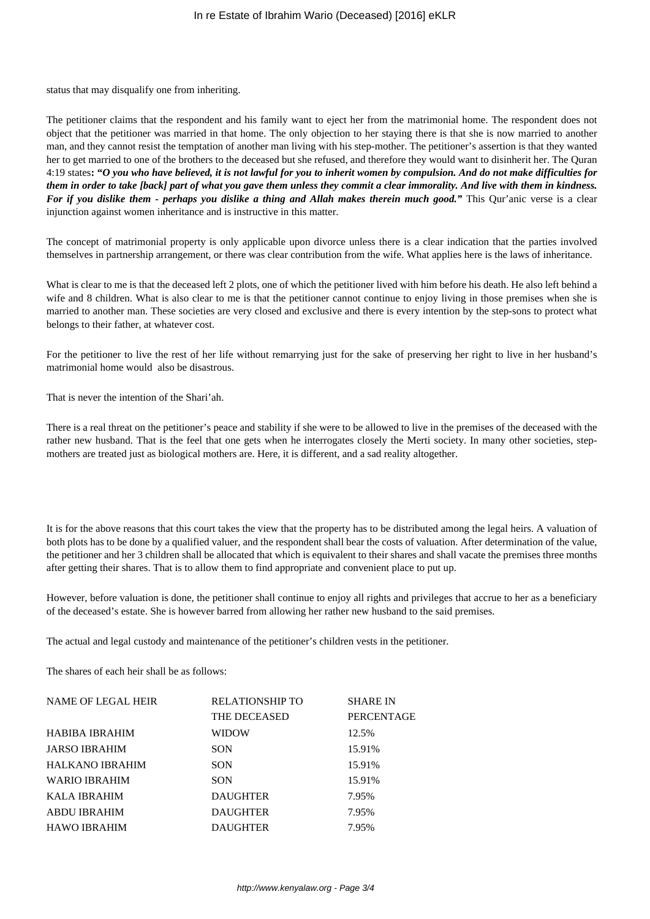status that may disqualify one from inheriting.

The petitioner claims that the respondent and his family want to eject her from the matrimonial home. The respondent does not object that the petitioner was married in that home. The only objection to her staying there is that she is now married to another man, and they cannot resist the temptation of another man living with his step-mother. The petitioner's assertion is that they wanted her to get married to one of the brothers to the deceased but she refused, and therefore they would want to disinherit her. The Quran 4:19 states**: *"O you who have believed, it is not lawful for you to inherit women by compulsion. And do not make difficulties for them in order to take [back] part of what you gave them unless they commit a clear immorality. And live with them in kindness. For if you dislike them - perhaps you dislike a thing and Allah makes therein much good."*** This Qur'anic verse is a clear injunction against women inheritance and is instructive in this matter.

The concept of matrimonial property is only applicable upon divorce unless there is a clear indication that the parties involved themselves in partnership arrangement, or there was clear contribution from the wife. What applies here is the laws of inheritance.

What is clear to me is that the deceased left 2 plots, one of which the petitioner lived with him before his death. He also left behind a wife and 8 children. What is also clear to me is that the petitioner cannot continue to enjoy living in those premises when she is married to another man. These societies are very closed and exclusive and there is every intention by the step-sons to protect what belongs to their father, at whatever cost.

For the petitioner to live the rest of her life without remarrying just for the sake of preserving her right to live in her husband's matrimonial home would also be disastrous.

That is never the intention of the Shari'ah.

There is a real threat on the petitioner's peace and stability if she were to be allowed to live in the premises of the deceased with the rather new husband. That is the feel that one gets when he interrogates closely the Merti society. In many other societies, step-mothers are treated just as biological mothers are. Here, it is different, and a sad reality altogether.

It is for the above reasons that this court takes the view that the property has to be distributed among the legal heirs. A valuation of both plots has to be done by a qualified valuer, and the respondent shall bear the costs of valuation. After determination of the value, the petitioner and her 3 children shall be allocated that which is equivalent to their shares and shall vacate the premises three months after getting their shares. That is to allow them to find appropriate and convenient place to put up.

However, before valuation is done, the petitioner shall continue to enjoy all rights and privileges that accrue to her as a beneficiary of the deceased's estate. She is however barred from allowing her rather new husband to the said premises.

The actual and legal custody and maintenance of the petitioner's children vests in the petitioner.

The shares of each heir shall be as follows:

| NAME OF LEGAL HEIR | RELATIONSHIP TO THE DECEASED | SHARE IN PERCENTAGE |
|---|---|---|
| HABIBA IBRAHIM | WIDOW | 12.5% |
| JARSO IBRAHIM | SON | 15.91% |
| HALKANO IBRAHIM | SON | 15.91% |
| WARIO IBRAHIM | SON | 15.91% |
| KALA IBRAHIM | DAUGHTER | 7.95% |
| ABDU IBRAHIM | DAUGHTER | 7.95% |
| HAWO IBRAHIM | DAUGHTER | 7.95% |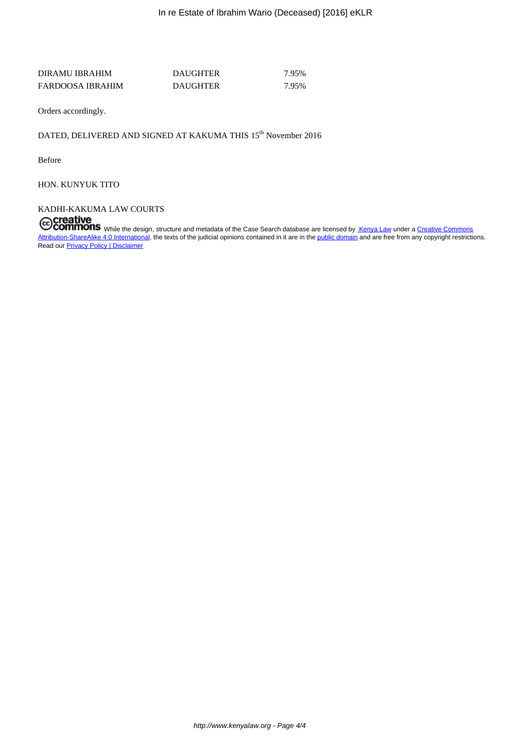| | | |
|---|---|---|
| DIRAMU IBRAHIM | DAUGHTER | 7.95% |
| FARDOOSA IBRAHIM | DAUGHTER | 7.95% |

Orders accordingly.

DATED, DELIVERED AND SIGNED AT KAKUMA THIS 15th November 2016

Before

HON. KUNYUK TITO

KADHI-KAKUMA LAW COURTS

While the design, structure and metadata of the Case Search database are licensed by Kenya Law under a Creative Commons Attribution-ShareAlike 4.0 International, the texts of the judicial opinions contained in it are in the public domain and are free from any copyright restrictions. Read our Privacy Policy | Disclaimer